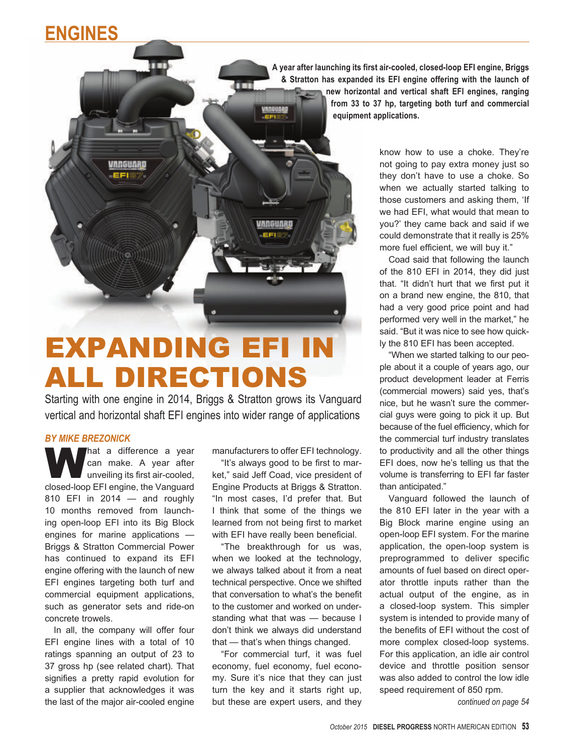ENGINES

**A year after launching its first air-cooled, closed-loop EFI engine, Briggs & Stratton has expanded its EFI engine offering with the launch of new horizontal and vertical shaft EFI engines, ranging from 33 to 37 hp, targeting both turf and commercial equipment applications.**

# EXPANDING EFI IN ALL DIRECTIONS

Starting with one engine in 2014, Briggs & Stratton grows its Vanguard vertical and horizontal shaft EFI engines into wider range of applications

*BY MIKE BREZONICK*

What a difference a year can make. A year after unveiling its first air-cooled, closed-loop EFI engine, the Vanguard 810 EFI in 2014 — and roughly 10 months removed from launching open-loop EFI into its Big Block engines for marine applications — Briggs & Stratton Commercial Power has continued to expand its EFI engine offering with the launch of new EFI engines targeting both turf and commercial equipment applications, such as generator sets and ride-on concrete trowels.

In all, the company will offer four EFI engine lines with a total of 10 ratings spanning an output of 23 to 37 gross hp (see related chart). That signifies a pretty rapid evolution for a supplier that acknowledges it was the last of the major air-cooled engine manufacturers to offer EFI technology.

"It's always good to be first to market," said Jeff Coad, vice president of Engine Products at Briggs & Stratton. "In most cases, I'd prefer that. But I think that some of the things we learned from not being first to market with EFI have really been beneficial.

"The breakthrough for us was, when we looked at the technology, we always talked about it from a neat technical perspective. Once we shifted that conversation to what's the benefit to the customer and worked on understanding what that was — because I don't think we always did understand that — that's when things changed.

"For commercial turf, it was fuel economy, fuel economy, fuel economy. Sure it's nice that they can just turn the key and it starts right up, but these are expert users, and they know how to use a choke. They're not going to pay extra money just so they don't have to use a choke. So when we actually started talking to those customers and asking them, 'If we had EFI, what would that mean to you?' they came back and said if we could demonstrate that it really is 25% more fuel efficient, we will buy it."

Coad said that following the launch of the 810 EFI in 2014, they did just that. "It didn't hurt that we first put it on a brand new engine, the 810, that had a very good price point and had performed very well in the market," he said. "But it was nice to see how quickly the 810 EFI has been accepted.

"When we started talking to our people about it a couple of years ago, our product development leader at Ferris (commercial mowers) said yes, that's nice, but he wasn't sure the commercial guys were going to pick it up. But because of the fuel efficiency, which for the commercial turf industry translates to productivity and all the other things EFI does, now he's telling us that the volume is transferring to EFI far faster than anticipated."

Vanguard followed the launch of the 810 EFI later in the year with a Big Block marine engine using an open-loop EFI system. For the marine application, the open-loop system is preprogrammed to deliver specific amounts of fuel based on direct operator throttle inputs rather than the actual output of the engine, as in a closed-loop system. This simpler system is intended to provide many of the benefits of EFI without the cost of more complex closed-loop systems. For this application, an idle air control device and throttle position sensor was also added to control the low idle speed requirement of 850 rpm.

*continued on page 54*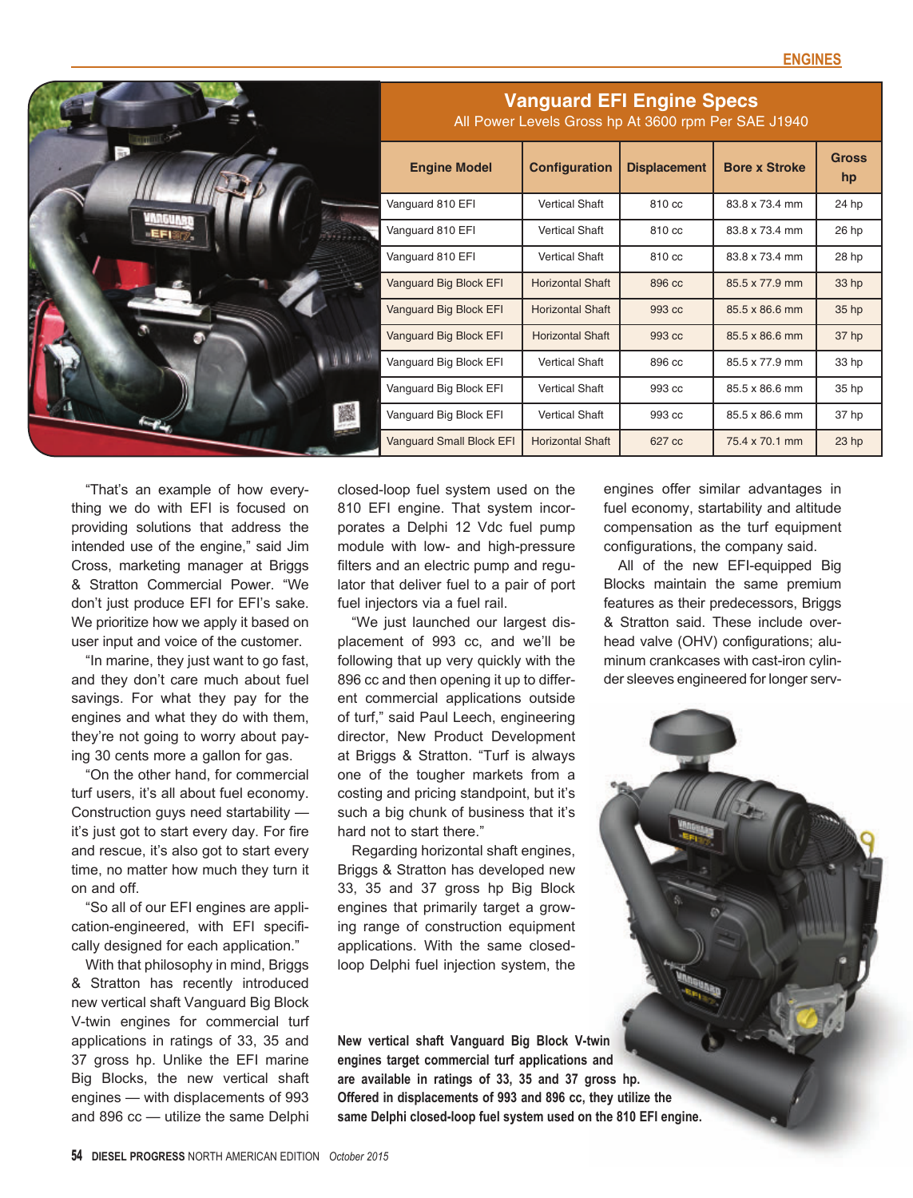## Vanguard EFI Engine Specs

All Power Levels Gross hp At 3600 rpm Per SAE J1940

| Engine Model | Configuration | Displacement | Bore x Stroke | Gross hp |
|---|---|---|---|---|
| Vanguard 810 EFI | Vertical Shaft | 810 cc | 83.8 x 73.4 mm | 24 hp |
| Vanguard 810 EFI | Vertical Shaft | 810 cc | 83.8 x 73.4 mm | 26 hp |
| Vanguard 810 EFI | Vertical Shaft | 810 cc | 83.8 x 73.4 mm | 28 hp |
| Vanguard Big Block EFI | Horizontal Shaft | 896 cc | 85.5 x 77.9 mm | 33 hp |
| Vanguard Big Block EFI | Horizontal Shaft | 993 cc | 85.5 x 86.6 mm | 35 hp |
| Vanguard Big Block EFI | Horizontal Shaft | 993 cc | 85.5 x 86.6 mm | 37 hp |
| Vanguard Big Block EFI | Vertical Shaft | 896 cc | 85.5 x 77.9 mm | 33 hp |
| Vanguard Big Block EFI | Vertical Shaft | 993 cc | 85.5 x 86.6 mm | 35 hp |
| Vanguard Big Block EFI | Vertical Shaft | 993 cc | 85.5 x 86.6 mm | 37 hp |
| Vanguard Small Block EFI | Horizontal Shaft | 627 cc | 75.4 x 70.1 mm | 23 hp |

"That's an example of how everything we do with EFI is focused on providing solutions that address the intended use of the engine," said Jim Cross, marketing manager at Briggs & Stratton Commercial Power. "We don't just produce EFI for EFI's sake. We prioritize how we apply it based on user input and voice of the customer.

"In marine, they just want to go fast, and they don't care much about fuel savings. For what they pay for the engines and what they do with them, they're not going to worry about paying 30 cents more a gallon for gas.

"On the other hand, for commercial turf users, it's all about fuel economy. Construction guys need startability — it's just got to start every day. For fire and rescue, it's also got to start every time, no matter how much they turn it on and off.

"So all of our EFI engines are application-engineered, with EFI specifically designed for each application."

With that philosophy in mind, Briggs & Stratton has recently introduced new vertical shaft Vanguard Big Block V-twin engines for commercial turf applications in ratings of 33, 35 and 37 gross hp. Unlike the EFI marine Big Blocks, the new vertical shaft engines — with displacements of 993 and 896 cc — utilize the same Delphi closed-loop fuel system used on the 810 EFI engine. That system incorporates a Delphi 12 Vdc fuel pump module with low- and high-pressure filters and an electric pump and regulator that deliver fuel to a pair of port fuel injectors via a fuel rail.

"We just launched our largest displacement of 993 cc, and we'll be following that up very quickly with the 896 cc and then opening it up to different commercial applications outside of turf," said Paul Leech, engineering director, New Product Development at Briggs & Stratton. "Turf is always one of the tougher markets from a costing and pricing standpoint, but it's such a big chunk of business that it's hard not to start there."

Regarding horizontal shaft engines, Briggs & Stratton has developed new 33, 35 and 37 gross hp Big Block engines that primarily target a growing range of construction equipment applications. With the same closed-loop Delphi fuel injection system, the engines offer similar advantages in fuel economy, startability and altitude compensation as the turf equipment configurations, the company said.

All of the new EFI-equipped Big Blocks maintain the same premium features as their predecessors, Briggs & Stratton said. These include overhead valve (OHV) configurations; aluminum crankcases with cast-iron cylinder sleeves engineered for longer serv-

**New vertical shaft Vanguard Big Block V-twin engines target commercial turf applications and are available in ratings of 33, 35 and 37 gross hp. Offered in displacements of 993 and 896 cc, they utilize the same Delphi closed-loop fuel system used on the 810 EFI engine.**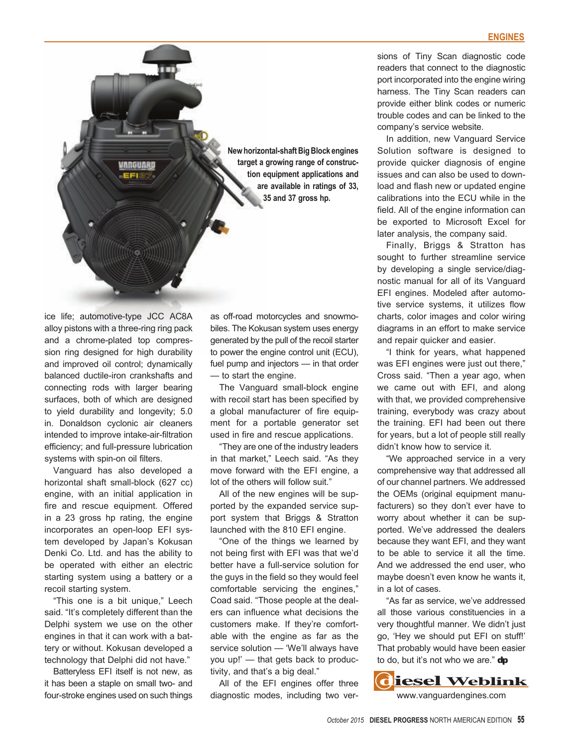New horizontal-shaft Big Block engines target a growing range of construction equipment applications and are available in ratings of 33, 35 and 37 gross hp.

ice life; automotive-type JCC AC8A alloy pistons with a three-ring ring pack and a chrome-plated top compression ring designed for high durability and improved oil control; dynamically balanced ductile-iron crankshafts and connecting rods with larger bearing surfaces, both of which are designed to yield durability and longevity; 5.0 in. Donaldson cyclonic air cleaners intended to improve intake-air-filtration efficiency; and full-pressure lubrication systems with spin-on oil filters.

Vanguard has also developed a horizontal shaft small-block (627 cc) engine, with an initial application in fire and rescue equipment. Offered in a 23 gross hp rating, the engine incorporates an open-loop EFI system developed by Japan's Kokusan Denki Co. Ltd. and has the ability to be operated with either an electric starting system using a battery or a recoil starting system.

"This one is a bit unique," Leech said. "It's completely different than the Delphi system we use on the other engines in that it can work with a battery or without. Kokusan developed a technology that Delphi did not have."

Batteryless EFI itself is not new, as it has been a staple on small two- and four-stroke engines used on such things as off-road motorcycles and snowmobiles. The Kokusan system uses energy generated by the pull of the recoil starter to power the engine control unit (ECU), fuel pump and injectors — in that order — to start the engine.

The Vanguard small-block engine with recoil start has been specified by a global manufacturer of fire equipment for a portable generator set used in fire and rescue applications.

"They are one of the industry leaders in that market," Leech said. "As they move forward with the EFI engine, a lot of the others will follow suit."

All of the new engines will be supported by the expanded service support system that Briggs & Stratton launched with the 810 EFI engine.

"One of the things we learned by not being first with EFI was that we'd better have a full-service solution for the guys in the field so they would feel comfortable servicing the engines," Coad said. "Those people at the dealers can influence what decisions the customers make. If they're comfortable with the engine as far as the service solution — 'We'll always have you up!' — that gets back to productivity, and that's a big deal."

All of the EFI engines offer three diagnostic modes, including two versions of Tiny Scan diagnostic code readers that connect to the diagnostic port incorporated into the engine wiring harness. The Tiny Scan readers can provide either blink codes or numeric trouble codes and can be linked to the company's service website.

In addition, new Vanguard Service Solution software is designed to provide quicker diagnosis of engine issues and can also be used to download and flash new or updated engine calibrations into the ECU while in the field. All of the engine information can be exported to Microsoft Excel for later analysis, the company said.

Finally, Briggs & Stratton has sought to further streamline service by developing a single service/diagnostic manual for all of its Vanguard EFI engines. Modeled after automotive service systems, it utilizes flow charts, color images and color wiring diagrams in an effort to make service and repair quicker and easier.

"I think for years, what happened was EFI engines were just out there," Cross said. "Then a year ago, when we came out with EFI, and along with that, we provided comprehensive training, everybody was crazy about the training. EFI had been out there for years, but a lot of people still really didn't know how to service it.

"We approached service in a very comprehensive way that addressed all of our channel partners. We addressed the OEMs (original equipment manufacturers) so they don't ever have to worry about whether it can be supported. We've addressed the dealers because they want EFI, and they want to be able to service it all the time. And we addressed the end user, who maybe doesn't even know he wants it, in a lot of cases.

"As far as service, we've addressed all those various constituencies in a very thoughtful manner. We didn't just go, 'Hey we should put EFI on stuff!' That probably would have been easier to do, but it's not who we are." **dp**

**Diesel Weblink**
www.vanguardengines.com